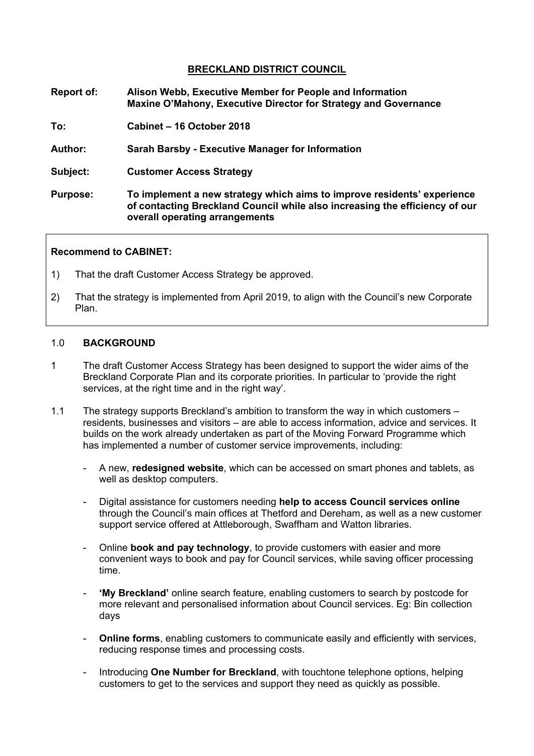**BRECKLAND DISTRICT COUNCIL**

**Report of:** **Alison Webb, Executive Member for People and Information**
**Maxine O'Mahony, Executive Director for Strategy and Governance**

**To:** **Cabinet – 16 October 2018**

**Author:** **Sarah Barsby - Executive Manager for Information**

**Subject:** **Customer Access Strategy**

**Purpose:** **To implement a new strategy which aims to improve residents' experience of contacting Breckland Council while also increasing the efficiency of our overall operating arrangements**

**Recommend to CABINET:**

1) That the draft Customer Access Strategy be approved.

2) That the strategy is implemented from April 2019, to align with the Council's new Corporate Plan.

## 1.0 BACKGROUND

1 The draft Customer Access Strategy has been designed to support the wider aims of the Breckland Corporate Plan and its corporate priorities. In particular to 'provide the right services, at the right time and in the right way'.

1.1 The strategy supports Breckland's ambition to transform the way in which customers – residents, businesses and visitors – are able to access information, advice and services. It builds on the work already undertaken as part of the Moving Forward Programme which has implemented a number of customer service improvements, including:

- A new, **redesigned website**, which can be accessed on smart phones and tablets, as well as desktop computers.

- Digital assistance for customers needing **help to access Council services online** through the Council's main offices at Thetford and Dereham, as well as a new customer support service offered at Attleborough, Swaffham and Watton libraries.

- Online **book and pay technology**, to provide customers with easier and more convenient ways to book and pay for Council services, while saving officer processing time.

- **'My Breckland'** online search feature, enabling customers to search by postcode for more relevant and personalised information about Council services. Eg: Bin collection days

- **Online forms**, enabling customers to communicate easily and efficiently with services, reducing response times and processing costs.

- Introducing **One Number for Breckland**, with touchtone telephone options, helping customers to get to the services and support they need as quickly as possible.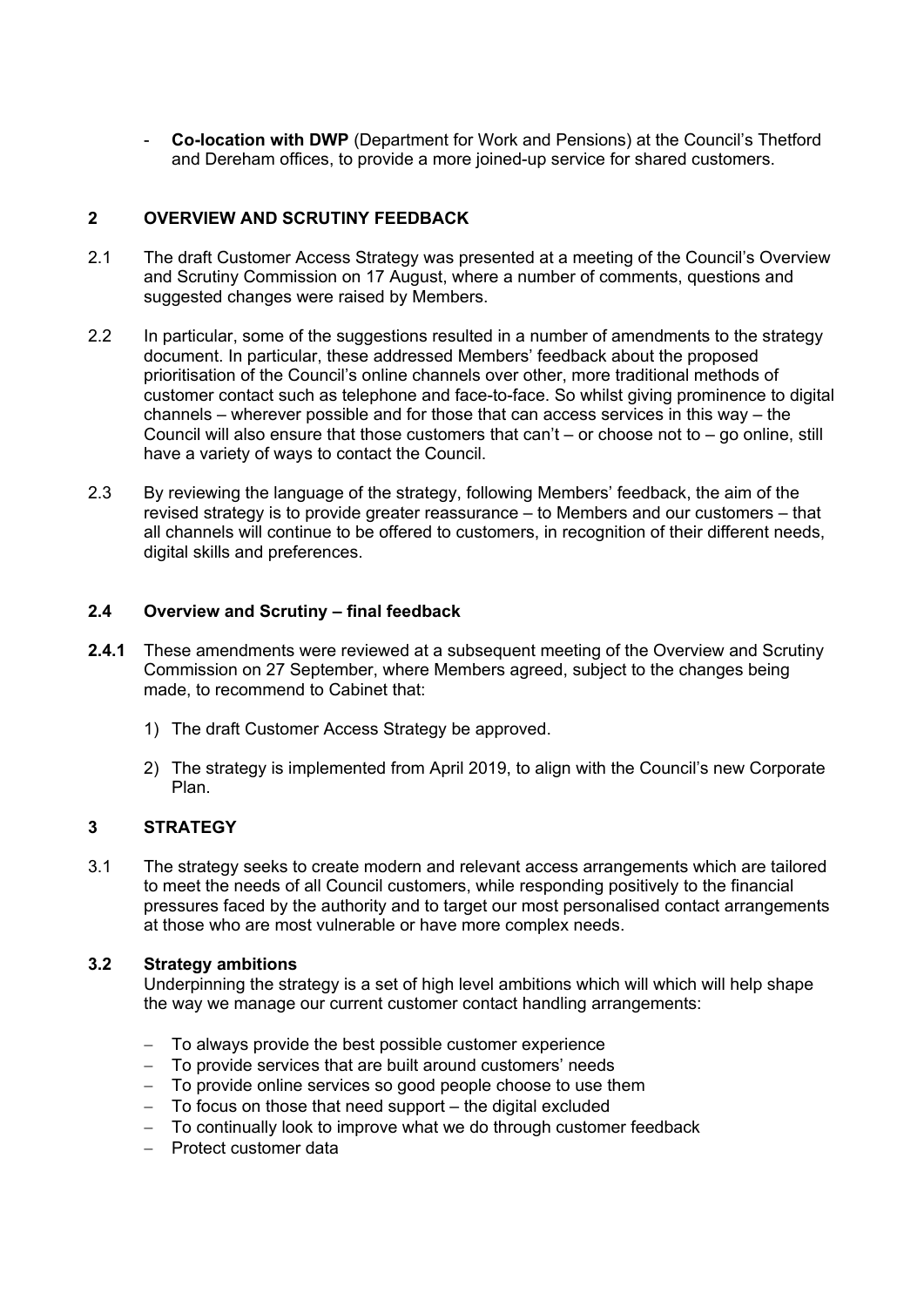- **Co-location with DWP** (Department for Work and Pensions) at the Council's Thetford and Dereham offices, to provide a more joined-up service for shared customers.

## 2 OVERVIEW AND SCRUTINY FEEDBACK

2.1 The draft Customer Access Strategy was presented at a meeting of the Council's Overview and Scrutiny Commission on 17 August, where a number of comments, questions and suggested changes were raised by Members.

2.2 In particular, some of the suggestions resulted in a number of amendments to the strategy document. In particular, these addressed Members' feedback about the proposed prioritisation of the Council's online channels over other, more traditional methods of customer contact such as telephone and face-to-face. So whilst giving prominence to digital channels – wherever possible and for those that can access services in this way – the Council will also ensure that those customers that can't – or choose not to – go online, still have a variety of ways to contact the Council.

2.3 By reviewing the language of the strategy, following Members' feedback, the aim of the revised strategy is to provide greater reassurance – to Members and our customers – that all channels will continue to be offered to customers, in recognition of their different needs, digital skills and preferences.

### 2.4 Overview and Scrutiny – final feedback

**2.4.1** These amendments were reviewed at a subsequent meeting of the Overview and Scrutiny Commission on 27 September, where Members agreed, subject to the changes being made, to recommend to Cabinet that:

1) The draft Customer Access Strategy be approved.
2) The strategy is implemented from April 2019, to align with the Council's new Corporate Plan.

## 3 STRATEGY

3.1 The strategy seeks to create modern and relevant access arrangements which are tailored to meet the needs of all Council customers, while responding positively to the financial pressures faced by the authority and to target our most personalised contact arrangements at those who are most vulnerable or have more complex needs.

### 3.2 Strategy ambitions

Underpinning the strategy is a set of high level ambitions which will which will help shape the way we manage our current customer contact handling arrangements:

- To always provide the best possible customer experience
- To provide services that are built around customers' needs
- To provide online services so good people choose to use them
- To focus on those that need support – the digital excluded
- To continually look to improve what we do through customer feedback
- Protect customer data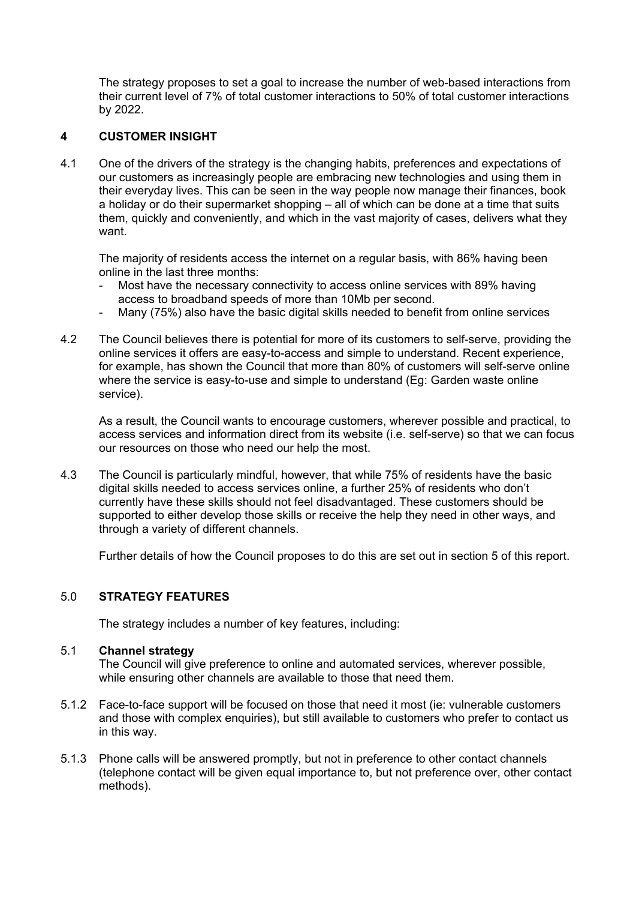The strategy proposes to set a goal to increase the number of web-based interactions from their current level of 7% of total customer interactions to 50% of total customer interactions by 2022.

## 4 CUSTOMER INSIGHT

4.1 One of the drivers of the strategy is the changing habits, preferences and expectations of our customers as increasingly people are embracing new technologies and using them in their everyday lives. This can be seen in the way people now manage their finances, book a holiday or do their supermarket shopping – all of which can be done at a time that suits them, quickly and conveniently, and which in the vast majority of cases, delivers what they want.

The majority of residents access the internet on a regular basis, with 86% having been online in the last three months:

- Most have the necessary connectivity to access online services with 89% having access to broadband speeds of more than 10Mb per second.
- Many (75%) also have the basic digital skills needed to benefit from online services

4.2 The Council believes there is potential for more of its customers to self-serve, providing the online services it offers are easy-to-access and simple to understand. Recent experience, for example, has shown the Council that more than 80% of customers will self-serve online where the service is easy-to-use and simple to understand (Eg: Garden waste online service).

As a result, the Council wants to encourage customers, wherever possible and practical, to access services and information direct from its website (i.e. self-serve) so that we can focus our resources on those who need our help the most.

4.3 The Council is particularly mindful, however, that while 75% of residents have the basic digital skills needed to access services online, a further 25% of residents who don't currently have these skills should not feel disadvantaged. These customers should be supported to either develop those skills or receive the help they need in other ways, and through a variety of different channels.

Further details of how the Council proposes to do this are set out in section 5 of this report.

## 5.0 STRATEGY FEATURES

The strategy includes a number of key features, including:

### 5.1 Channel strategy

The Council will give preference to online and automated services, wherever possible, while ensuring other channels are available to those that need them.

5.1.2 Face-to-face support will be focused on those that need it most (ie: vulnerable customers and those with complex enquiries), but still available to customers who prefer to contact us in this way.

5.1.3 Phone calls will be answered promptly, but not in preference to other contact channels (telephone contact will be given equal importance to, but not preference over, other contact methods).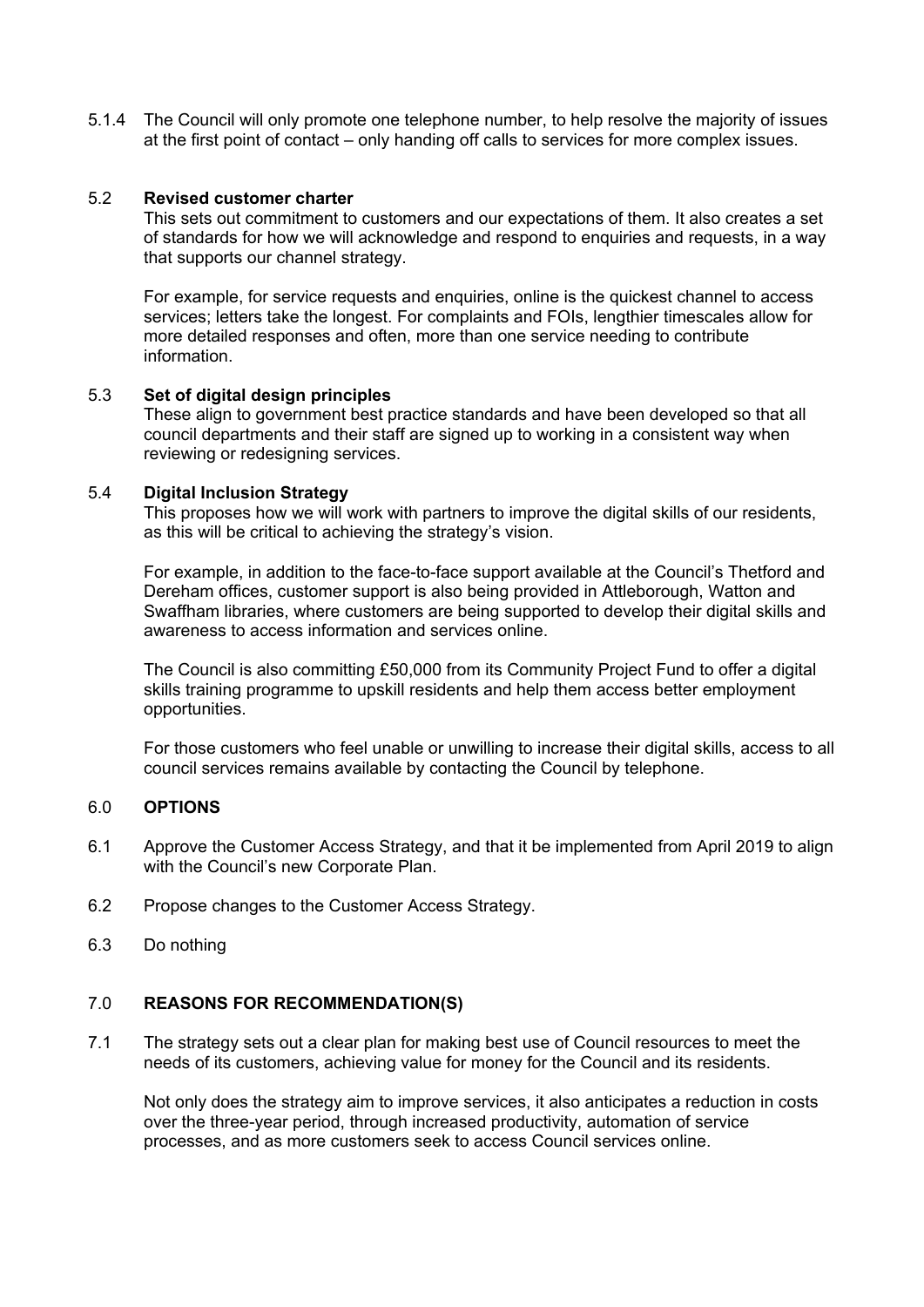5.1.4 The Council will only promote one telephone number, to help resolve the majority of issues at the first point of contact – only handing off calls to services for more complex issues.

5.2 **Revised customer charter**

This sets out commitment to customers and our expectations of them. It also creates a set of standards for how we will acknowledge and respond to enquiries and requests, in a way that supports our channel strategy.

For example, for service requests and enquiries, online is the quickest channel to access services; letters take the longest. For complaints and FOIs, lengthier timescales allow for more detailed responses and often, more than one service needing to contribute information.

5.3 **Set of digital design principles**

These align to government best practice standards and have been developed so that all council departments and their staff are signed up to working in a consistent way when reviewing or redesigning services.

5.4 **Digital Inclusion Strategy**

This proposes how we will work with partners to improve the digital skills of our residents, as this will be critical to achieving the strategy's vision.

For example, in addition to the face-to-face support available at the Council's Thetford and Dereham offices, customer support is also being provided in Attleborough, Watton and Swaffham libraries, where customers are being supported to develop their digital skills and awareness to access information and services online.

The Council is also committing £50,000 from its Community Project Fund to offer a digital skills training programme to upskill residents and help them access better employment opportunities.

For those customers who feel unable or unwilling to increase their digital skills, access to all council services remains available by contacting the Council by telephone.

## 6.0 OPTIONS

6.1 Approve the Customer Access Strategy, and that it be implemented from April 2019 to align with the Council's new Corporate Plan.

6.2 Propose changes to the Customer Access Strategy.

6.3 Do nothing

## 7.0 REASONS FOR RECOMMENDATION(S)

7.1 The strategy sets out a clear plan for making best use of Council resources to meet the needs of its customers, achieving value for money for the Council and its residents.

Not only does the strategy aim to improve services, it also anticipates a reduction in costs over the three-year period, through increased productivity, automation of service processes, and as more customers seek to access Council services online.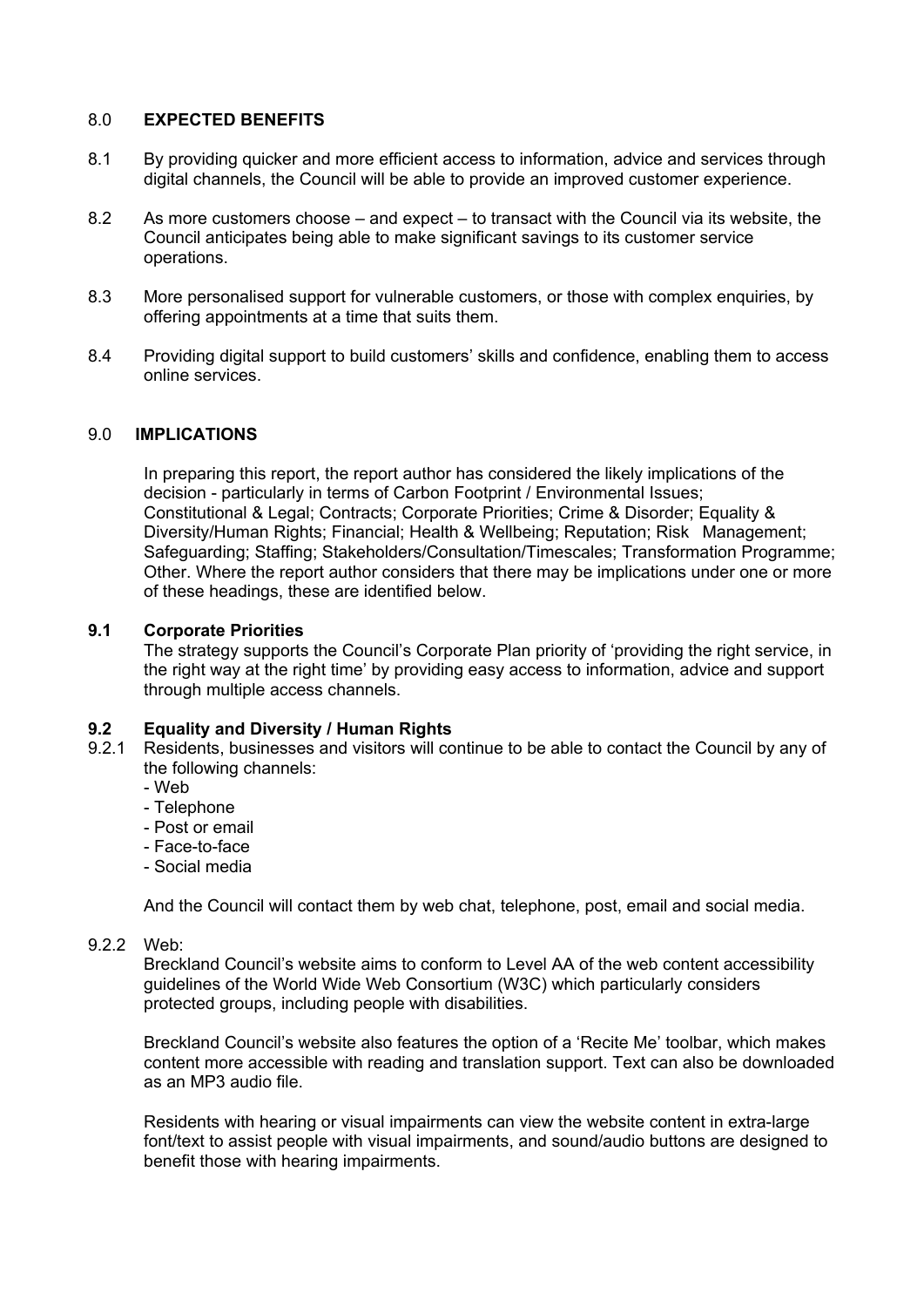## 8.0 EXPECTED BENEFITS

8.1 By providing quicker and more efficient access to information, advice and services through digital channels, the Council will be able to provide an improved customer experience.

8.2 As more customers choose – and expect – to transact with the Council via its website, the Council anticipates being able to make significant savings to its customer service operations.

8.3 More personalised support for vulnerable customers, or those with complex enquiries, by offering appointments at a time that suits them.

8.4 Providing digital support to build customers' skills and confidence, enabling them to access online services.

## 9.0 IMPLICATIONS

In preparing this report, the report author has considered the likely implications of the decision - particularly in terms of Carbon Footprint / Environmental Issues; Constitutional & Legal; Contracts; Corporate Priorities; Crime & Disorder; Equality & Diversity/Human Rights; Financial; Health & Wellbeing; Reputation; Risk Management; Safeguarding; Staffing; Stakeholders/Consultation/Timescales; Transformation Programme; Other. Where the report author considers that there may be implications under one or more of these headings, these are identified below.

### 9.1 Corporate Priorities

The strategy supports the Council's Corporate Plan priority of 'providing the right service, in the right way at the right time' by providing easy access to information, advice and support through multiple access channels.

### 9.2 Equality and Diversity / Human Rights

9.2.1 Residents, businesses and visitors will continue to be able to contact the Council by any of the following channels:

- Web
- Telephone
- Post or email
- Face-to-face
- Social media

And the Council will contact them by web chat, telephone, post, email and social media.

9.2.2 Web:

Breckland Council's website aims to conform to Level AA of the web content accessibility guidelines of the World Wide Web Consortium (W3C) which particularly considers protected groups, including people with disabilities.

Breckland Council's website also features the option of a 'Recite Me' toolbar, which makes content more accessible with reading and translation support. Text can also be downloaded as an MP3 audio file.

Residents with hearing or visual impairments can view the website content in extra-large font/text to assist people with visual impairments, and sound/audio buttons are designed to benefit those with hearing impairments.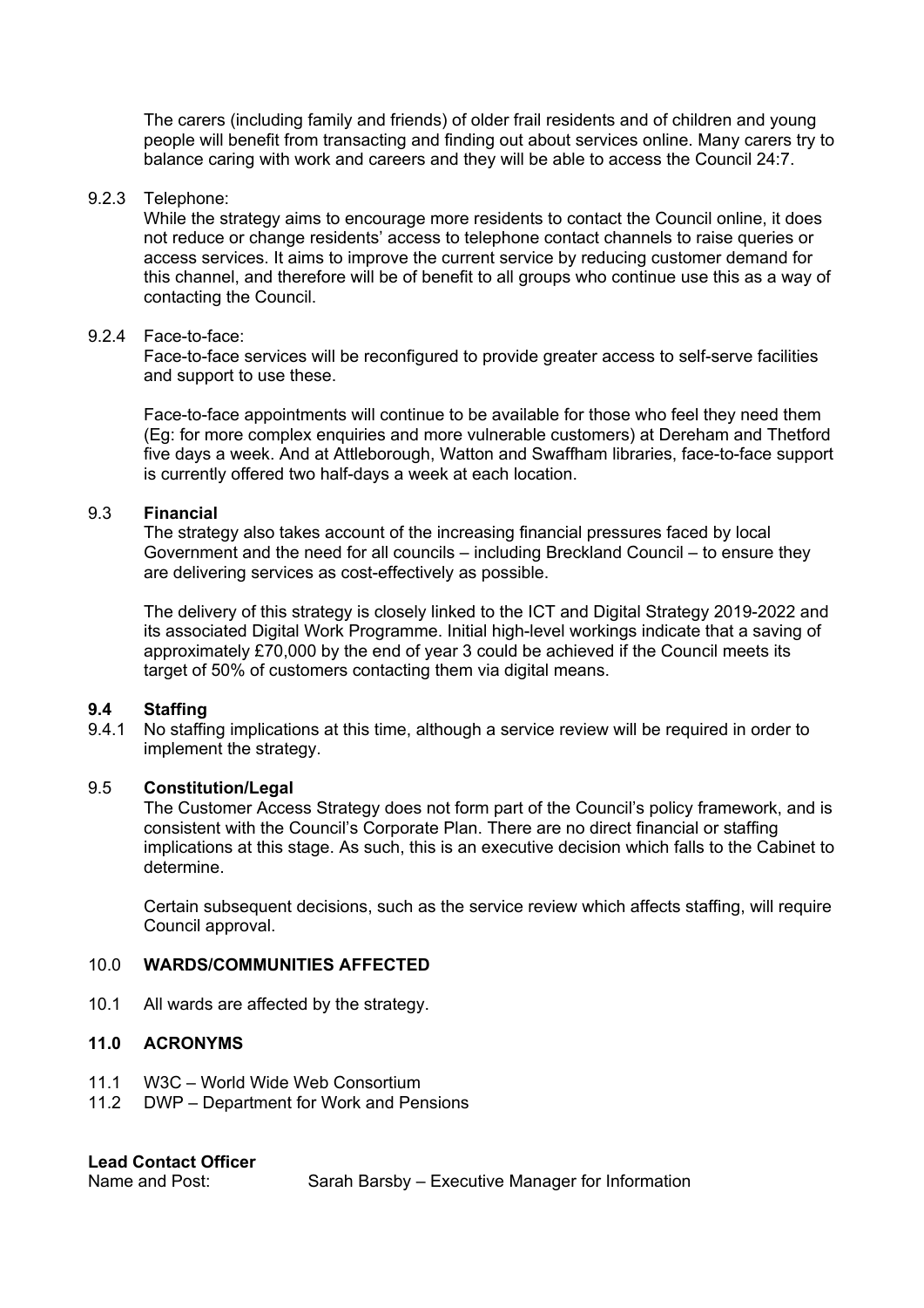The carers (including family and friends) of older frail residents and of children and young people will benefit from transacting and finding out about services online. Many carers try to balance caring with work and careers and they will be able to access the Council 24:7.

9.2.3 Telephone:

While the strategy aims to encourage more residents to contact the Council online, it does not reduce or change residents' access to telephone contact channels to raise queries or access services. It aims to improve the current service by reducing customer demand for this channel, and therefore will be of benefit to all groups who continue use this as a way of contacting the Council.

9.2.4 Face-to-face:

Face-to-face services will be reconfigured to provide greater access to self-serve facilities and support to use these.

Face-to-face appointments will continue to be available for those who feel they need them (Eg: for more complex enquiries and more vulnerable customers) at Dereham and Thetford five days a week. And at Attleborough, Watton and Swaffham libraries, face-to-face support is currently offered two half-days a week at each location.

9.3 **Financial**

The strategy also takes account of the increasing financial pressures faced by local Government and the need for all councils – including Breckland Council – to ensure they are delivering services as cost-effectively as possible.

The delivery of this strategy is closely linked to the ICT and Digital Strategy 2019-2022 and its associated Digital Work Programme. Initial high-level workings indicate that a saving of approximately £70,000 by the end of year 3 could be achieved if the Council meets its target of 50% of customers contacting them via digital means.

**9.4 Staffing**

9.4.1 No staffing implications at this time, although a service review will be required in order to implement the strategy.

9.5 **Constitution/Legal**

The Customer Access Strategy does not form part of the Council's policy framework, and is consistent with the Council's Corporate Plan. There are no direct financial or staffing implications at this stage. As such, this is an executive decision which falls to the Cabinet to determine.

Certain subsequent decisions, such as the service review which affects staffing, will require Council approval.

## 10.0 WARDS/COMMUNITIES AFFECTED

10.1 All wards are affected by the strategy.

## 11.0 ACRONYMS

11.1 W3C – World Wide Web Consortium

11.2 DWP – Department for Work and Pensions

**Lead Contact Officer**

Name and Post: Sarah Barsby – Executive Manager for Information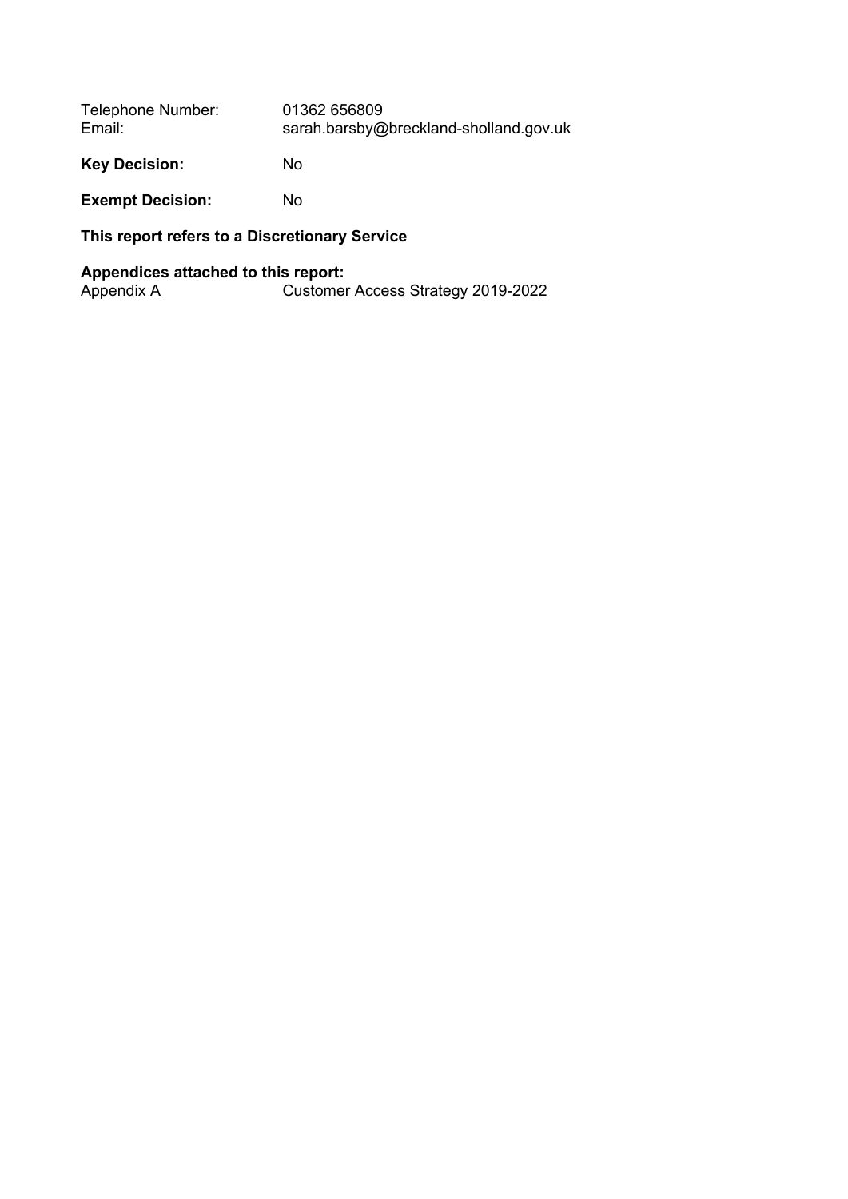Telephone Number: 01362 656809
Email: sarah.barsby@breckland-sholland.gov.uk

**Key Decision:** No

**Exempt Decision:** No

**This report refers to a Discretionary Service**

**Appendices attached to this report:**
Appendix A Customer Access Strategy 2019-2022